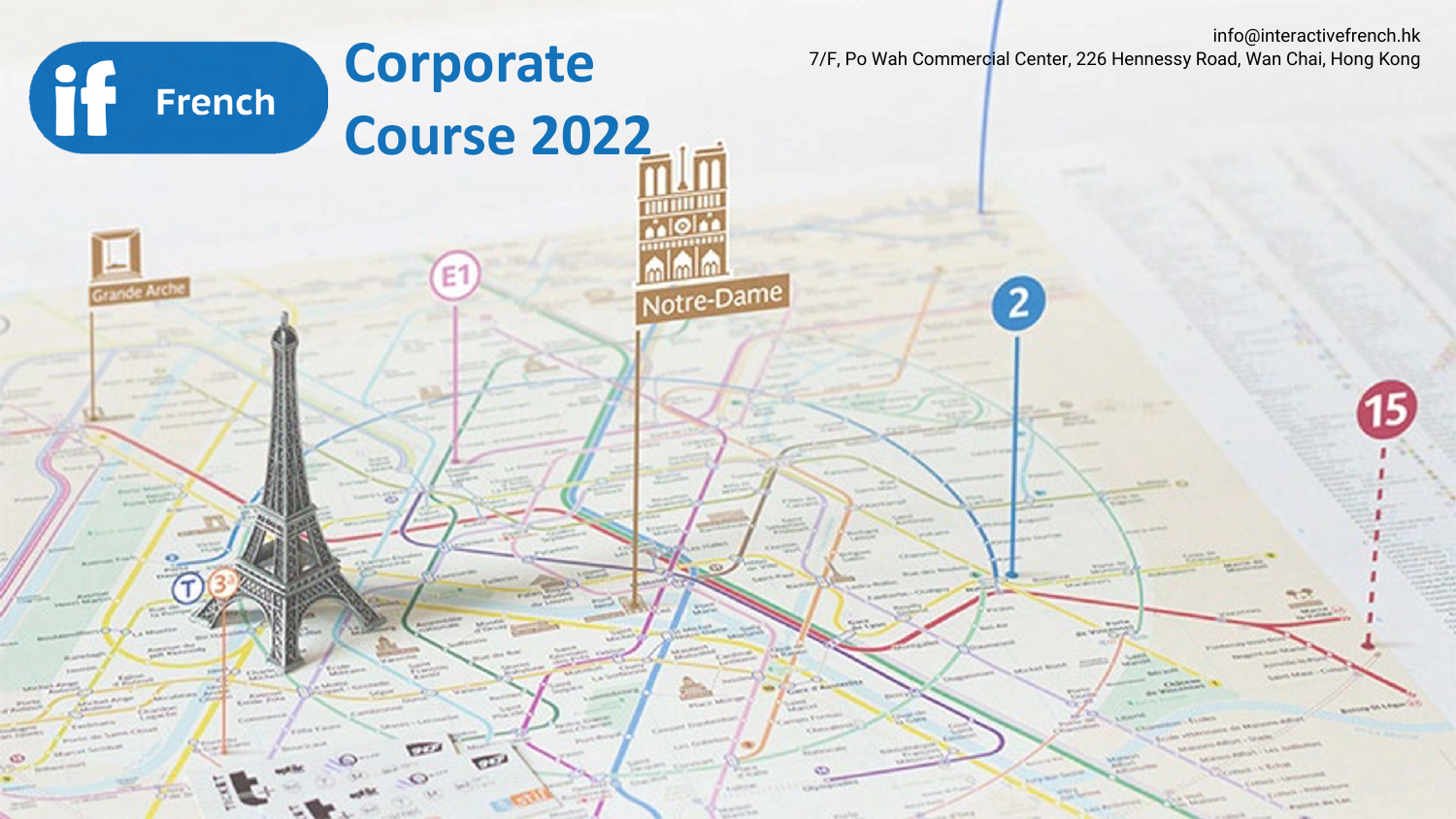if French

# Corporate Course 2022

info@interactivefrench.hk
7/F, Po Wah Commercial Center, 226 Hennessy Road, Wan Chai, Hong Kong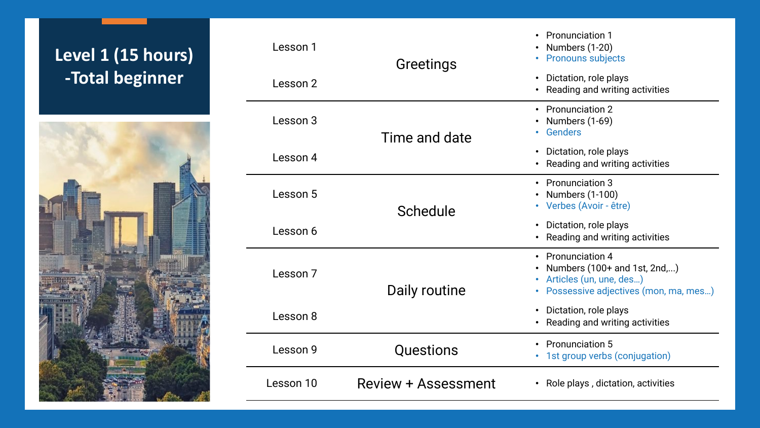# Level 1 (15 hours) -Total beginner

| Lesson | Topic | Content |
| --- | --- | --- |
| Lesson 1 | Greetings | • Pronunciation 1<br>• Numbers (1-20)<br>• Pronouns subjects |
| Lesson 2 | | • Dictation, role plays<br>• Reading and writing activities |
| Lesson 3 | Time and date | • Pronunciation 2<br>• Numbers (1-69)<br>• Genders |
| Lesson 4 | | • Dictation, role plays<br>• Reading and writing activities |
| Lesson 5 | Schedule | • Pronunciation 3<br>• Numbers (1-100)<br>• Verbes (Avoir - être) |
| Lesson 6 | | • Dictation, role plays<br>• Reading and writing activities |
| Lesson 7 | Daily routine | • Pronunciation 4<br>• Numbers (100+ and 1st, 2nd,...)<br>• Articles (un, une, des…)<br>• Possessive adjectives (mon, ma, mes…) |
| Lesson 8 | | • Dictation, role plays<br>• Reading and writing activities |
| Lesson 9 | Questions | • Pronunciation 5<br>• 1st group verbs (conjugation) |
| Lesson 10 | Review + Assessment | • Role plays , dictation, activities |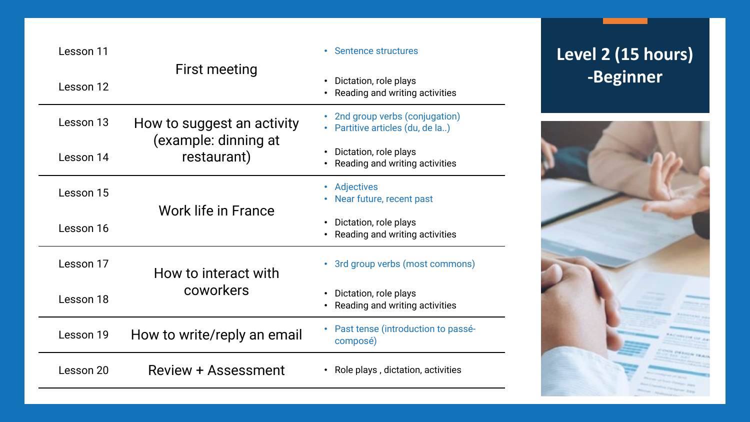# Level 2 (15 hours) -Beginner

| | | |
|---|---|---|
| Lesson 11<br>Lesson 12 | First meeting | • Sentence structures<br>• Dictation, role plays<br>• Reading and writing activities |
| Lesson 13<br>Lesson 14 | How to suggest an activity (example: dinning at restaurant) | • 2nd group verbs (conjugation)<br>• Partitive articles (du, de la..)<br>• Dictation, role plays<br>• Reading and writing activities |
| Lesson 15<br>Lesson 16 | Work life in France | • Adjectives<br>• Near future, recent past<br>• Dictation, role plays<br>• Reading and writing activities |
| Lesson 17<br>Lesson 18 | How to interact with coworkers | • 3rd group verbs (most commons)<br>• Dictation, role plays<br>• Reading and writing activities |
| Lesson 19 | How to write/reply an email | • Past tense (introduction to passé-composé) |
| Lesson 20 | Review + Assessment | • Role plays , dictation, activities |